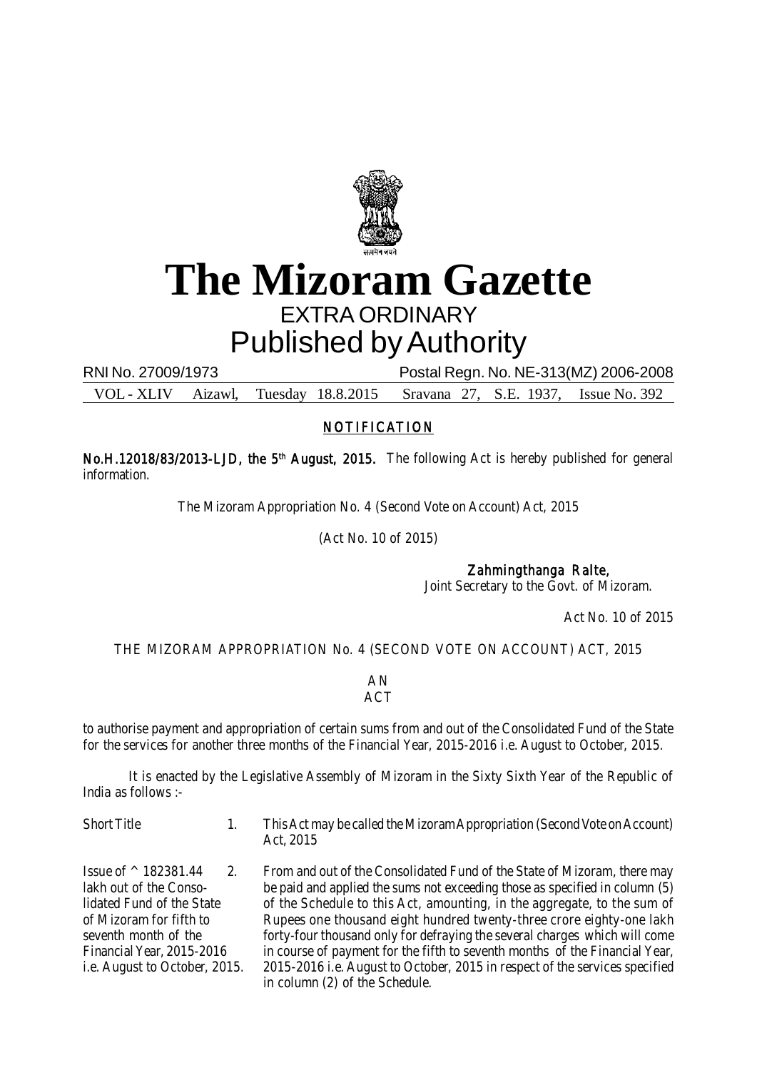# The Mizoram Gazette

EXTRA ORDINARY

Published by Authority

RNI No. 27009/1973 Postal Regn. No. NE-313(MZ) 2006-2008

VOL - XLIV Aizawl, Tuesday 18.8.2015 Sravana 27, S.E. 1937, Issue No. 392

## NOTIFICATION

**No.H.12018/83/2013-LJD, the 5th August, 2015.** The following Act is hereby published for general information.

The Mizoram Appropriation No. 4 (Second Vote on Account) Act, 2015

(Act No. 10 of 2015)

**Zahmingthanga Ralte,**
Joint Secretary to the Govt. of Mizoram.

Act No. 10 of 2015

THE MIZORAM APPROPRIATION No. 4 (SECOND VOTE ON ACCOUNT) ACT, 2015

AN
ACT

to authorise payment and appropriation of certain sums from and out of the Consolidated Fund of the State for the services for another three months of the Financial Year, 2015-2016 i.e. August to October, 2015.

It is enacted by the Legislative Assembly of Mizoram in the Sixty Sixth Year of the Republic of India as follows :-

Short Title

1. This Act may be called the Mizoram Appropriation (Second Vote on Account) Act, 2015

Issue of ^ 182381.44 lakh out of the Consolidated Fund of the State of Mizoram for fifth to seventh month of the Financial Year, 2015-2016 i.e. August to October, 2015.

2. From and out of the Consolidated Fund of the State of Mizoram, there may be paid and applied the sums not exceeding those as specified in column (5) of the Schedule to this Act, amounting, in the aggregate, to the sum of Rupees one thousand eight hundred twenty-three crore eighty-one lakh forty-four thousand only for defraying the several charges which will come in course of payment for the fifth to seventh months of the Financial Year, 2015-2016 i.e. August to October, 2015 in respect of the services specified in column (2) of the Schedule.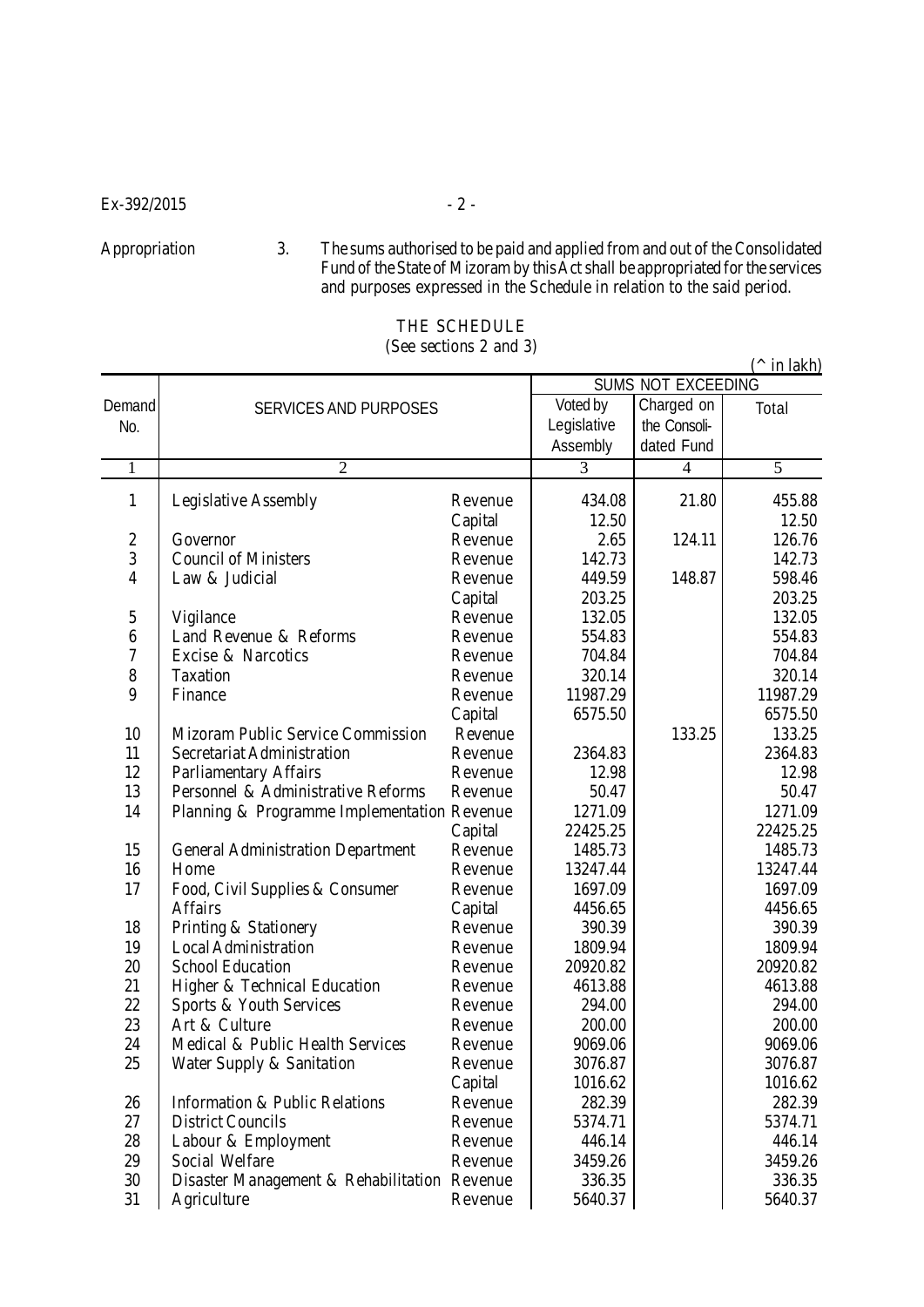Appropriation 3. The sums authorised to be paid and applied from and out of the Consolidated Fund of the State of Mizoram by this Act shall be appropriated for the services and purposes expressed in the Schedule in relation to the said period.

## THE SCHEDULE
(See sections 2 and 3)

(^ in lakh)

| Demand No. | SERVICES AND PURPOSES | | SUMS NOT EXCEEDING | | |
|---|---|---|---|---|---|
| | | | Voted by Legislative Assembly | Charged on the Consolidated Fund | Total |
| 1 | 2 | | 3 | 4 | 5 |
| 1 | Legislative Assembly | Revenue | 434.08 | 21.80 | 455.88 |
| | | Capital | 12.50 | | 12.50 |
| 2 | Governor | Revenue | 2.65 | 124.11 | 126.76 |
| 3 | Council of Ministers | Revenue | 142.73 | | 142.73 |
| 4 | Law & Judicial | Revenue | 449.59 | 148.87 | 598.46 |
| | | Capital | 203.25 | | 203.25 |
| 5 | Vigilance | Revenue | 132.05 | | 132.05 |
| 6 | Land Revenue & Reforms | Revenue | 554.83 | | 554.83 |
| 7 | Excise & Narcotics | Revenue | 704.84 | | 704.84 |
| 8 | Taxation | Revenue | 320.14 | | 320.14 |
| 9 | Finance | Revenue | 11987.29 | | 11987.29 |
| | | Capital | 6575.50 | | 6575.50 |
| 10 | Mizoram Public Service Commission | Revenue | | 133.25 | 133.25 |
| 11 | Secretariat Administration | Revenue | 2364.83 | | 2364.83 |
| 12 | Parliamentary Affairs | Revenue | 12.98 | | 12.98 |
| 13 | Personnel & Administrative Reforms | Revenue | 50.47 | | 50.47 |
| 14 | Planning & Programme Implementation | Revenue | 1271.09 | | 1271.09 |
| | | Capital | 22425.25 | | 22425.25 |
| 15 | General Administration Department | Revenue | 1485.73 | | 1485.73 |
| 16 | Home | Revenue | 13247.44 | | 13247.44 |
| 17 | Food, Civil Supplies & Consumer | Revenue | 1697.09 | | 1697.09 |
| | Affairs | Capital | 4456.65 | | 4456.65 |
| 18 | Printing & Stationery | Revenue | 390.39 | | 390.39 |
| 19 | Local Administration | Revenue | 1809.94 | | 1809.94 |
| 20 | School Education | Revenue | 20920.82 | | 20920.82 |
| 21 | Higher & Technical Education | Revenue | 4613.88 | | 4613.88 |
| 22 | Sports & Youth Services | Revenue | 294.00 | | 294.00 |
| 23 | Art & Culture | Revenue | 200.00 | | 200.00 |
| 24 | Medical & Public Health Services | Revenue | 9069.06 | | 9069.06 |
| 25 | Water Supply & Sanitation | Revenue | 3076.87 | | 3076.87 |
| | | Capital | 1016.62 | | 1016.62 |
| 26 | Information & Public Relations | Revenue | 282.39 | | 282.39 |
| 27 | District Councils | Revenue | 5374.71 | | 5374.71 |
| 28 | Labour & Employment | Revenue | 446.14 | | 446.14 |
| 29 | Social Welfare | Revenue | 3459.26 | | 3459.26 |
| 30 | Disaster Management & Rehabilitation | Revenue | 336.35 | | 336.35 |
| 31 | Agriculture | Revenue | 5640.37 | | 5640.37 |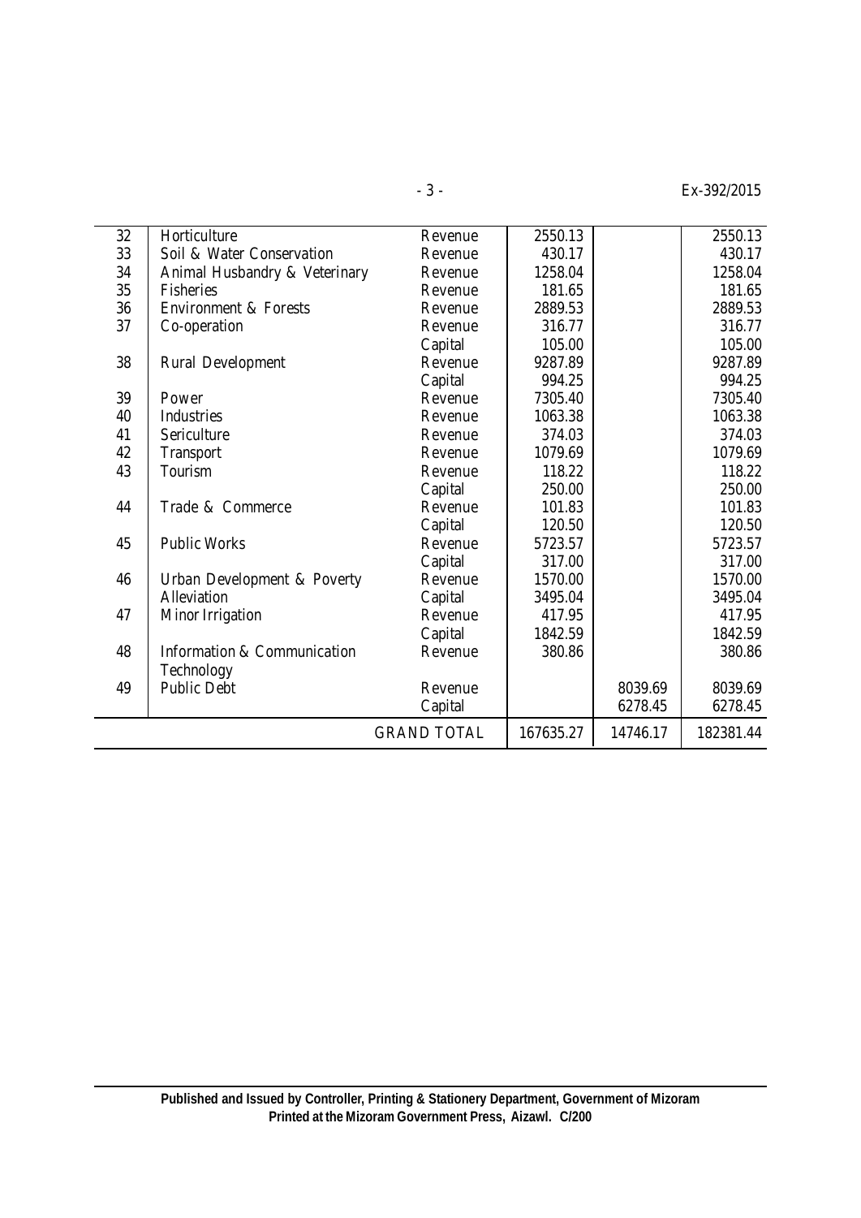| | | | | | |
|---|---|---|---|---|---|
| 32 | Horticulture | Revenue | 2550.13 | | 2550.13 |
| 33 | Soil & Water Conservation | Revenue | 430.17 | | 430.17 |
| 34 | Animal Husbandry & Veterinary | Revenue | 1258.04 | | 1258.04 |
| 35 | Fisheries | Revenue | 181.65 | | 181.65 |
| 36 | Environment & Forests | Revenue | 2889.53 | | 2889.53 |
| 37 | Co-operation | Revenue | 316.77 | | 316.77 |
| | | Capital | 105.00 | | 105.00 |
| 38 | Rural Development | Revenue | 9287.89 | | 9287.89 |
| | | Capital | 994.25 | | 994.25 |
| 39 | Power | Revenue | 7305.40 | | 7305.40 |
| 40 | Industries | Revenue | 1063.38 | | 1063.38 |
| 41 | Sericulture | Revenue | 374.03 | | 374.03 |
| 42 | Transport | Revenue | 1079.69 | | 1079.69 |
| 43 | Tourism | Revenue | 118.22 | | 118.22 |
| | | Capital | 250.00 | | 250.00 |
| 44 | Trade & Commerce | Revenue | 101.83 | | 101.83 |
| | | Capital | 120.50 | | 120.50 |
| 45 | Public Works | Revenue | 5723.57 | | 5723.57 |
| | | Capital | 317.00 | | 317.00 |
| 46 | Urban Development & Poverty Alleviation | Revenue | 1570.00 | | 1570.00 |
| | | Capital | 3495.04 | | 3495.04 |
| 47 | Minor Irrigation | Revenue | 417.95 | | 417.95 |
| | | Capital | 1842.59 | | 1842.59 |
| 48 | Information & Communication Technology | Revenue | 380.86 | | 380.86 |
| 49 | Public Debt | Revenue | | 8039.69 | 8039.69 |
| | | Capital | | 6278.45 | 6278.45 |
| | | GRAND TOTAL | 167635.27 | 14746.17 | 182381.44 |

**Published and Issued by Controller, Printing & Stationery Department, Government of Mizoram**
**Printed at the Mizoram Government Press, Aizawl. C/200**